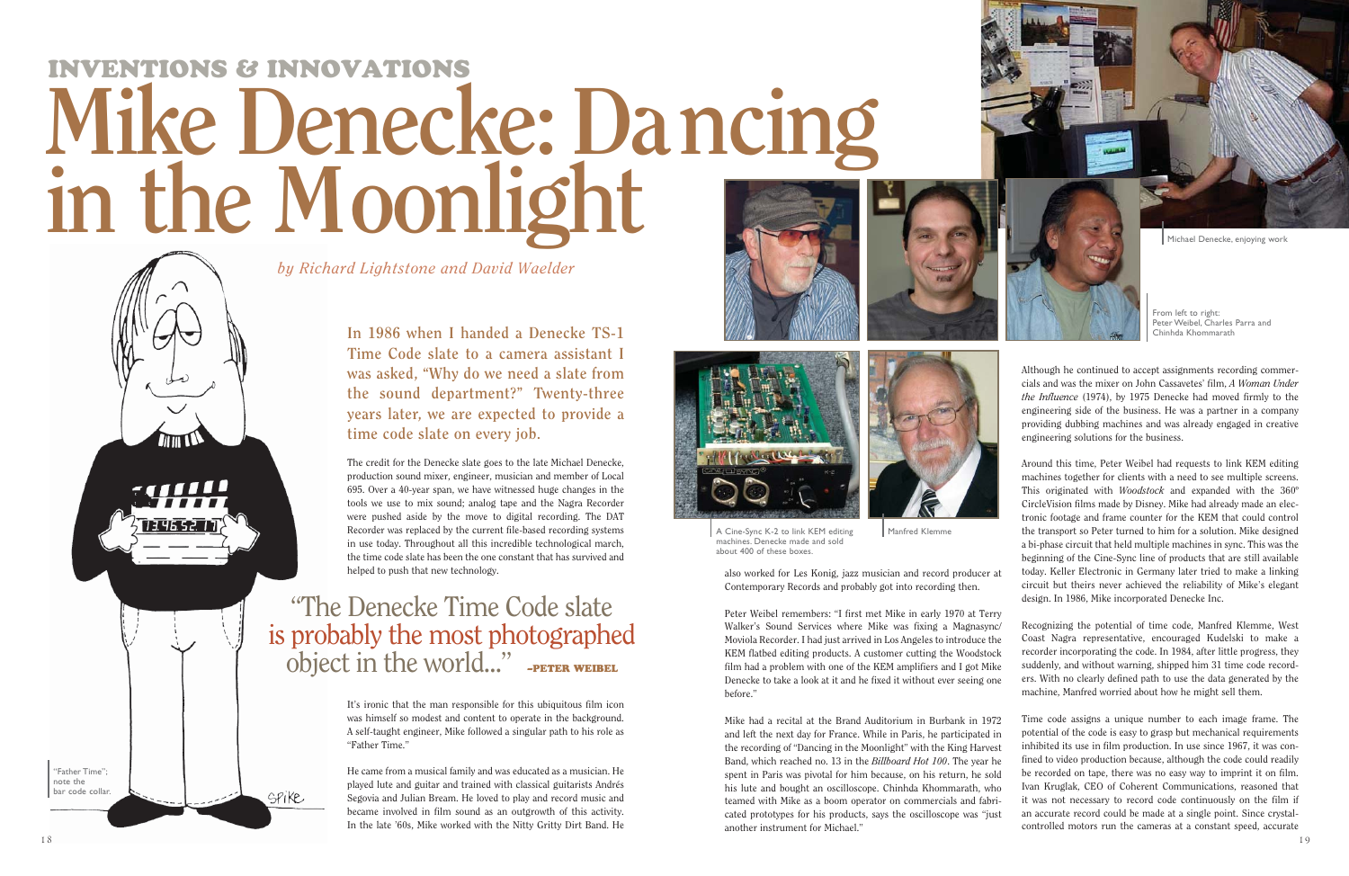INVENTIONS & INNOVATIONS

# Mike Denecke: Dancing in the Moonlight

*by Richard Lightstone and David Waelder*

**In 1986 when I handed a Denecke TS-1 Time Code slate to a camera assistant I was asked, "Why do we need a slate from the sound department?" Twenty-three years later, we are expected to provide a time code slate on every job.**

The credit for the Denecke slate goes to the late Michael Denecke, production sound mixer, engineer, musician and member of Local 695. Over a 40-year span, we have witnessed huge changes in the tools we use to mix sound; analog tape and the Nagra Recorder were pushed aside by the move to digital recording. The DAT Recorder was replaced by the current file-based recording systems in use today. Throughout all this incredible technological march, the time code slate has been the one constant that has survived and helped to push that new technology.

> "The Denecke Time Code slate is probably the most photographed object in the world..." –PETER WEIBEL

It's ironic that the man responsible for this ubiquitous film icon was himself so modest and content to operate in the background. A self-taught engineer, Mike followed a singular path to his role as "Father Time."

He came from a musical family and was educated as a musician. He played lute and guitar and trained with classical guitarists Andrés Segovia and Julian Bream. He loved to play and record music and became involved in film sound as an outgrowth of this activity. In the late '60s, Mike worked with the Nitty Gritty Dirt Band. He also worked for Les Konig, jazz musician and record producer at Contemporary Records and probably got into recording then.

Peter Weibel remembers: "I first met Mike in early 1970 at Terry Walker's Sound Services where Mike was fixing a Magnasync/Moviola Recorder. I had just arrived in Los Angeles to introduce the KEM flatbed editing products. A customer cutting the Woodstock film had a problem with one of the KEM amplifiers and I got Mike Denecke to take a look at it and he fixed it without ever seeing one before."

Mike had a recital at the Brand Auditorium in Burbank in 1972 and left the next day for France. While in Paris, he participated in the recording of "Dancing in the Moonlight" with the King Harvest Band, which reached no. 13 in the *Billboard Hot 100*. The year he spent in Paris was pivotal for him because, on his return, he sold his lute and bought an oscilloscope. Chinhda Khommarath, who teamed with Mike as a boom operator on commercials and fabricated prototypes for his products, says the oscilloscope was "just another instrument for Michael."

"Father Time"; note the bar code collar.

Michael Denecke, enjoying work

From left to right: Peter Weibel, Charles Parra and Chinhda Khommarath

A Cine-Sync K-2 to link KEM editing machines. Denecke made and sold about 400 of these boxes.

Manfred Klemme

Although he continued to accept assignments recording commercials and was the mixer on John Cassavetes' film, *A Woman Under the Influence* (1974), by 1975 Denecke had moved firmly to the engineering side of the business. He was a partner in a company providing dubbing machines and was already engaged in creative engineering solutions for the business.

Around this time, Peter Weibel had requests to link KEM editing machines together for clients with a need to see multiple screens. This originated with *Woodstock* and expanded with the 360º CircleVision films made by Disney. Mike had already made an electronic footage and frame counter for the KEM that could control the transport so Peter turned to him for a solution. Mike designed a bi-phase circuit that held multiple machines in sync. This was the beginning of the Cine-Sync line of products that are still available today. Keller Electronic in Germany later tried to make a linking circuit but theirs never achieved the reliability of Mike's elegant design. In 1986, Mike incorporated Denecke Inc.

Recognizing the potential of time code, Manfred Klemme, West Coast Nagra representative, encouraged Kudelski to make a recorder incorporating the code. In 1984, after little progress, they suddenly, and without warning, shipped him 31 time code recorders. With no clearly defined path to use the data generated by the machine, Manfred worried about how he might sell them.

Time code assigns a unique number to each image frame. The potential of the code is easy to grasp but mechanical requirements inhibited its use in film production. In use since 1967, it was confined to video production because, although the code could readily be recorded on tape, there was no easy way to imprint it on film. Ivan Kruglak, CEO of Coherent Communications, reasoned that it was not necessary to record code continuously on the film if an accurate record could be made at a single point. Since crystal-controlled motors run the cameras at a constant speed, accurate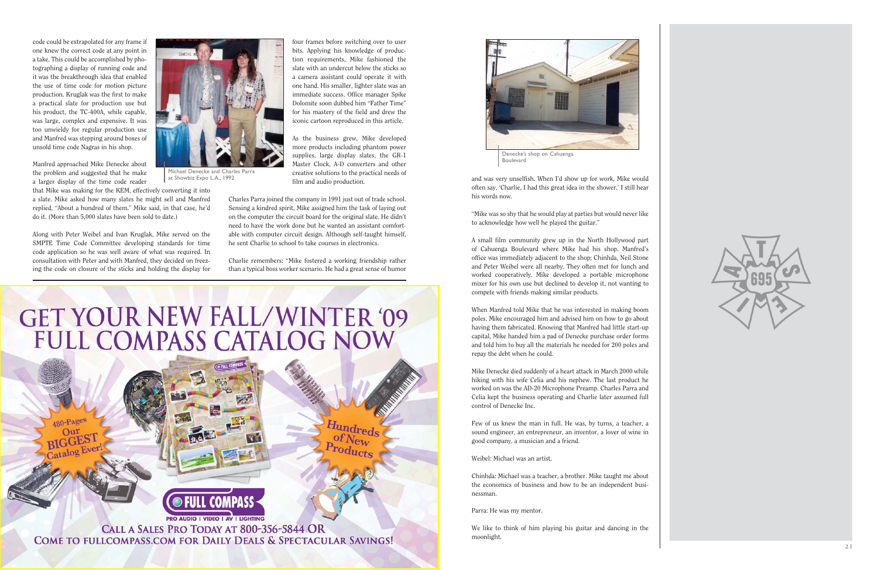code could be extrapolated for any frame if one knew the correct code at any point in a take. This could be accomplished by photographing a display of running code and it was the breakthrough idea that enabled the use of time code for motion picture production. Kruglak was the first to make a practical slate for production use but his product, the TC-400A, while capable, was large, complex and expensive. It was too unwieldy for regular production use and Manfred was stepping around boxes of unsold time code Nagras in his shop.

Manfred approached Mike Denecke about the problem and suggested that he make a larger display of the time code reader that Mike was making for the KEM, effectively converting it into a slate. Mike asked how many slates he might sell and Manfred replied, "About a hundred of them." Mike said, in that case, he'd do it. (More than 5,000 slates have been sold to date.)

Michael Denecke and Charles Parra at Showbiz Expo L.A., 1992

Along with Peter Weibel and Ivan Kruglak, Mike served on the SMPTE Time Code Committee developing standards for time code application so he was well aware of what was required. In consultation with Peter and with Manfred, they decided on freezing the code on closure of the sticks and holding the display for four frames before switching over to user bits. Applying his knowledge of production requirements, Mike fashioned the slate with an undercut below the sticks so a camera assistant could operate it with one hand. His smaller, lighter slate was an immediate success. Office manager Spike Dolomite soon dubbed him "Father Time" for his mastery of the field and drew the iconic cartoon reproduced in this article.

As the business grew, Mike developed more products including phantom power supplies, large display slates, the GR-1 Master Clock, A-D converters and other creative solutions to the practical needs of film and audio production.

Charles Parra joined the company in 1991 just out of trade school. Sensing a kindred spirit, Mike assigned him the task of laying out on the computer the circuit board for the original slate. He didn't need to have the work done but he wanted an assistant comfortable with computer circuit design. Although self-taught himself, he sent Charlie to school to take courses in electronics.

Charlie remembers: "Mike fostered a working friendship rather than a typical boss worker scenario. He had a great sense of humor and was very unselfish. When I'd show up for work, Mike would often say, 'Charlie, I had this great idea in the shower.' I still hear his words now.

Denecke's shop on Cahuenga Boulevard

"Mike was so shy that he would play at parties but would never like to acknowledge how well he played the guitar."

A small film community grew up in the North Hollywood part of Cahuenga Boulevard where Mike had his shop. Manfred's office was immediately adjacent to the shop; Chinhda, Neil Stone and Peter Weibel were all nearby. They often met for lunch and worked cooperatively. Mike developed a portable microphone mixer for his own use but declined to develop it, not wanting to compete with friends making similar products.

When Manfred told Mike that he was interested in making boom poles, Mike encouraged him and advised him on how to go about having them fabricated. Knowing that Manfred had little start-up capital, Mike handed him a pad of Denecke purchase order forms and told him to buy all the materials he needed for 200 poles and repay the debt when he could.

Mike Denecke died suddenly of a heart attack in March 2000 while hiking with his wife Celia and his nephew. The last product he worked on was the AD-20 Microphone Preamp. Charles Parra and Celia kept the business operating and Charlie later assumed full control of Denecke Inc.

Few of us knew the man in full. He was, by turns, a teacher, a sound engineer, an entrepreneur, an inventor, a lover of wine in good company, a musician and a friend.

Weibel: Michael was an artist.

Chinhda: Michael was a teacher, a brother. Mike taught me about the economics of business and how to be an independent businessman.

Parra: He was my mentor.

We like to think of him playing his guitar and dancing in the moonlight.

# GET YOUR NEW FALL/WINTER '09 FULL COMPASS CATALOG NOW

480-Pages Our BIGGEST Catalog Ever!

Hundreds of New Products

FULL COMPASS

PRO AUDIO | VIDEO | AV | LIGHTING

CALL A SALES PRO TODAY AT 800-356-5844 OR COME TO FULLCOMPASS.COM FOR DAILY DEALS & SPECTACULAR SAVINGS!